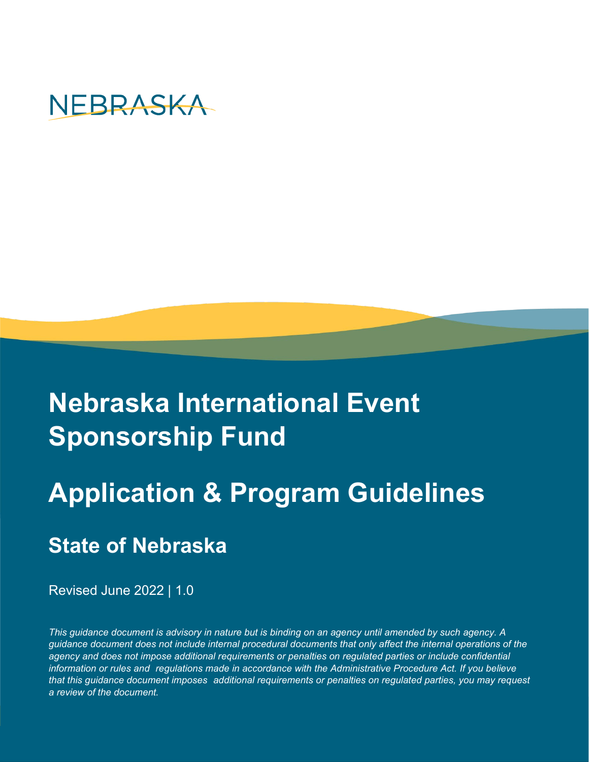NEBRASKA

# Nebraska International Event Sponsorship Fund

# Application & Program Guidelines

## State of Nebraska

Revised June 2022 | 1.0

*This guidance document is advisory in nature but is binding on an agency until amended by such agency. A guidance document does not include internal procedural documents that only affect the internal operations of the agency and does not impose additional requirements or penalties on regulated parties or include confidential information or rules and regulations made in accordance with the Administrative Procedure Act. If you believe that this guidance document imposes additional requirements or penalties on regulated parties, you may request a review of the document.*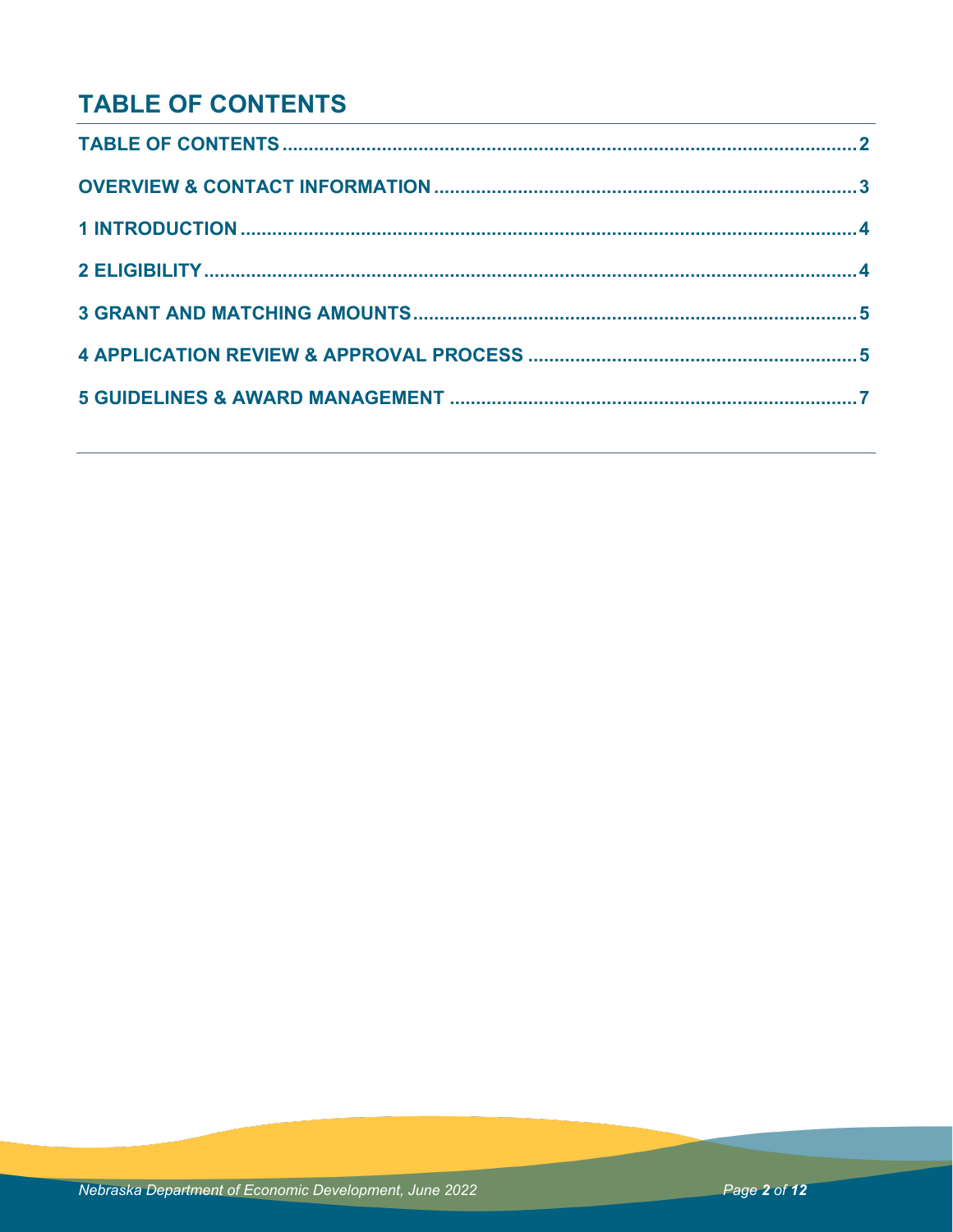# TABLE OF CONTENTS

TABLE OF CONTENTS ..... 2

OVERVIEW & CONTACT INFORMATION ..... 3

1 INTRODUCTION ..... 4

2 ELIGIBILITY ..... 4

3 GRANT AND MATCHING AMOUNTS ..... 5

4 APPLICATION REVIEW & APPROVAL PROCESS ..... 5

5 GUIDELINES & AWARD MANAGEMENT ..... 7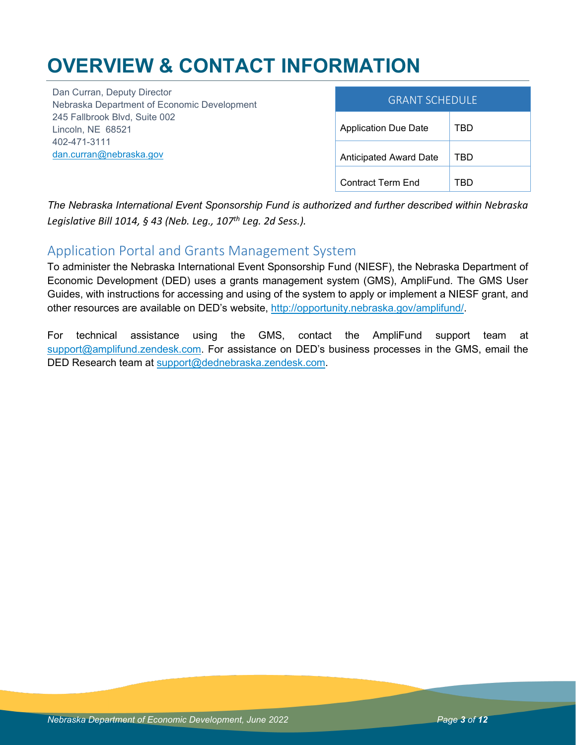# OVERVIEW & CONTACT INFORMATION

Dan Curran, Deputy Director
Nebraska Department of Economic Development
245 Fallbrook Blvd, Suite 002
Lincoln, NE 68521
402-471-3111
dan.curran@nebraska.gov

| GRANT SCHEDULE | |
|---|---|
| Application Due Date | TBD |
| Anticipated Award Date | TBD |
| Contract Term End | TBD |

*The Nebraska International Event Sponsorship Fund is authorized and further described within Nebraska Legislative Bill 1014, § 43 (Neb. Leg., 107th Leg. 2d Sess.).*

## Application Portal and Grants Management System

To administer the Nebraska International Event Sponsorship Fund (NIESF), the Nebraska Department of Economic Development (DED) uses a grants management system (GMS), AmpliFund. The GMS User Guides, with instructions for accessing and using of the system to apply or implement a NIESF grant, and other resources are available on DED's website, http://opportunity.nebraska.gov/amplifund/.

For technical assistance using the GMS, contact the AmpliFund support team at support@amplifund.zendesk.com. For assistance on DED's business processes in the GMS, email the DED Research team at support@dednebraska.zendesk.com.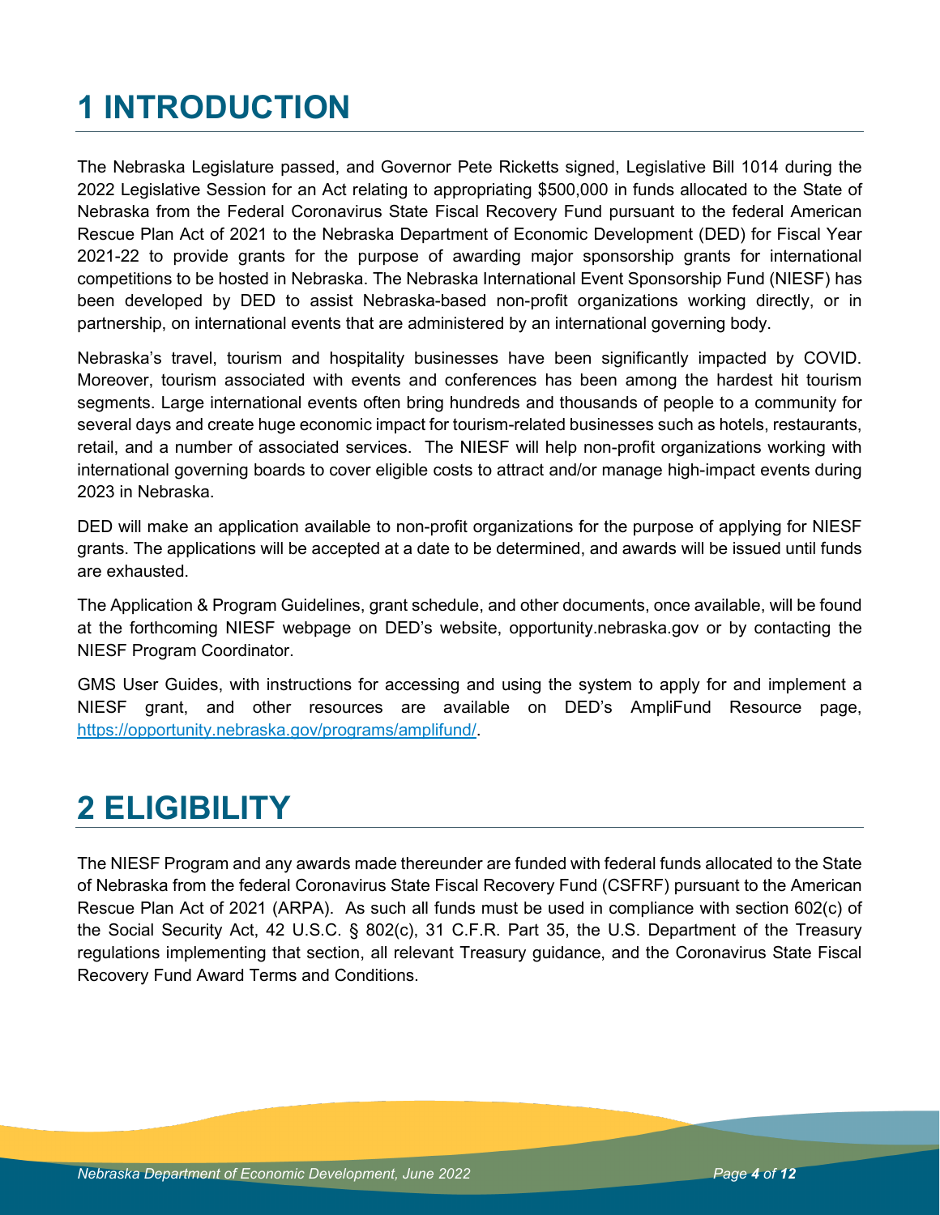# 1 INTRODUCTION

The Nebraska Legislature passed, and Governor Pete Ricketts signed, Legislative Bill 1014 during the 2022 Legislative Session for an Act relating to appropriating $500,000 in funds allocated to the State of Nebraska from the Federal Coronavirus State Fiscal Recovery Fund pursuant to the federal American Rescue Plan Act of 2021 to the Nebraska Department of Economic Development (DED) for Fiscal Year 2021-22 to provide grants for the purpose of awarding major sponsorship grants for international competitions to be hosted in Nebraska. The Nebraska International Event Sponsorship Fund (NIESF) has been developed by DED to assist Nebraska-based non-profit organizations working directly, or in partnership, on international events that are administered by an international governing body.

Nebraska's travel, tourism and hospitality businesses have been significantly impacted by COVID. Moreover, tourism associated with events and conferences has been among the hardest hit tourism segments. Large international events often bring hundreds and thousands of people to a community for several days and create huge economic impact for tourism-related businesses such as hotels, restaurants, retail, and a number of associated services. The NIESF will help non-profit organizations working with international governing boards to cover eligible costs to attract and/or manage high-impact events during 2023 in Nebraska.

DED will make an application available to non-profit organizations for the purpose of applying for NIESF grants. The applications will be accepted at a date to be determined, and awards will be issued until funds are exhausted.

The Application & Program Guidelines, grant schedule, and other documents, once available, will be found at the forthcoming NIESF webpage on DED's website, opportunity.nebraska.gov or by contacting the NIESF Program Coordinator.

GMS User Guides, with instructions for accessing and using the system to apply for and implement a NIESF grant, and other resources are available on DED's AmpliFund Resource page, [https://opportunity.nebraska.gov/programs/amplifund/](https://opportunity.nebraska.gov/programs/amplifund/).

# 2 ELIGIBILITY

The NIESF Program and any awards made thereunder are funded with federal funds allocated to the State of Nebraska from the federal Coronavirus State Fiscal Recovery Fund (CSFRF) pursuant to the American Rescue Plan Act of 2021 (ARPA). As such all funds must be used in compliance with section 602(c) of the Social Security Act, 42 U.S.C. § 802(c), 31 C.F.R. Part 35, the U.S. Department of the Treasury regulations implementing that section, all relevant Treasury guidance, and the Coronavirus State Fiscal Recovery Fund Award Terms and Conditions.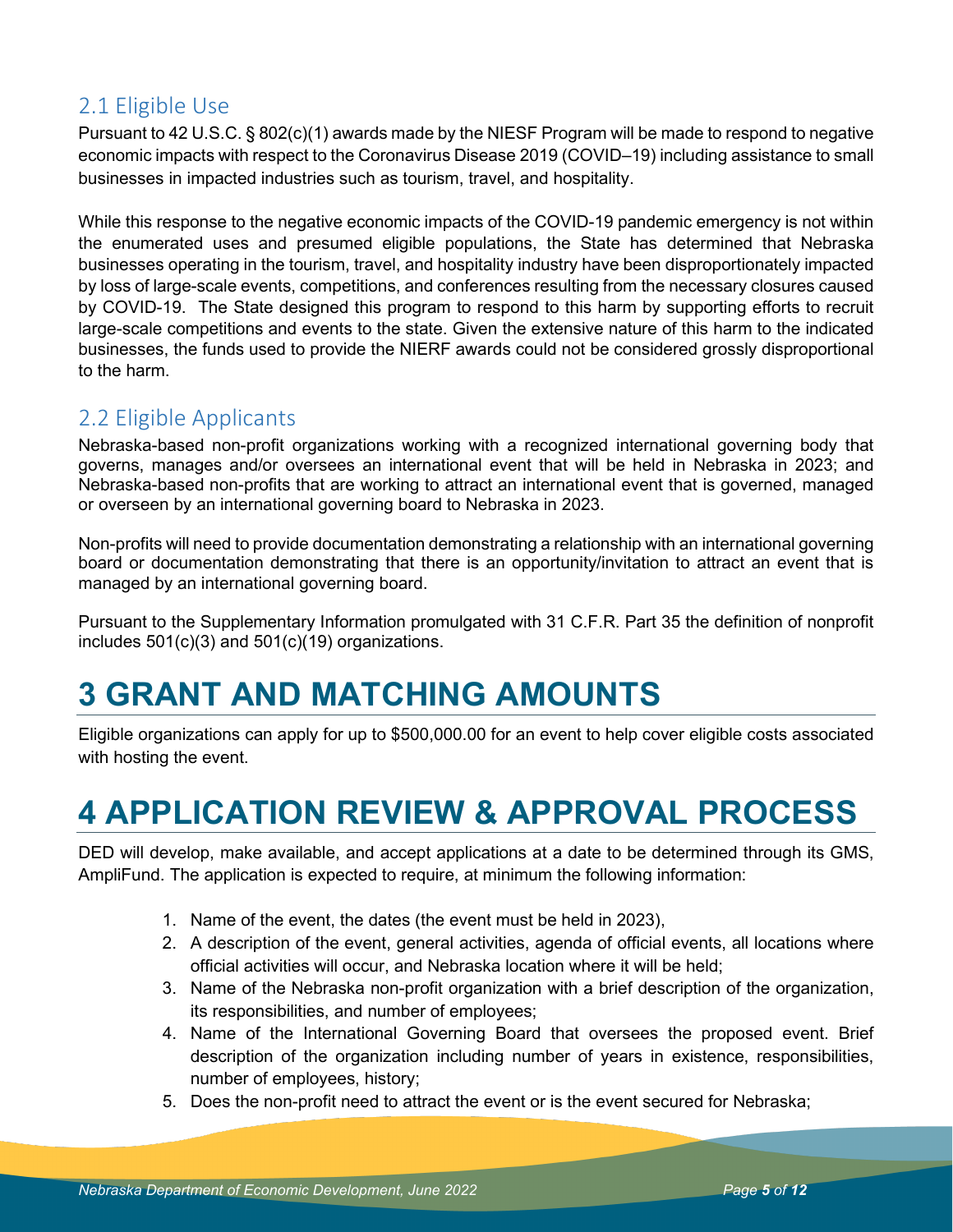## 2.1 Eligible Use

Pursuant to 42 U.S.C. § 802(c)(1) awards made by the NIESF Program will be made to respond to negative economic impacts with respect to the Coronavirus Disease 2019 (COVID–19) including assistance to small businesses in impacted industries such as tourism, travel, and hospitality.

While this response to the negative economic impacts of the COVID-19 pandemic emergency is not within the enumerated uses and presumed eligible populations, the State has determined that Nebraska businesses operating in the tourism, travel, and hospitality industry have been disproportionately impacted by loss of large-scale events, competitions, and conferences resulting from the necessary closures caused by COVID-19. The State designed this program to respond to this harm by supporting efforts to recruit large-scale competitions and events to the state. Given the extensive nature of this harm to the indicated businesses, the funds used to provide the NIERF awards could not be considered grossly disproportional to the harm.

## 2.2 Eligible Applicants

Nebraska-based non-profit organizations working with a recognized international governing body that governs, manages and/or oversees an international event that will be held in Nebraska in 2023; and Nebraska-based non-profits that are working to attract an international event that is governed, managed or overseen by an international governing board to Nebraska in 2023.

Non-profits will need to provide documentation demonstrating a relationship with an international governing board or documentation demonstrating that there is an opportunity/invitation to attract an event that is managed by an international governing board.

Pursuant to the Supplementary Information promulgated with 31 C.F.R. Part 35 the definition of nonprofit includes 501(c)(3) and 501(c)(19) organizations.

# 3 GRANT AND MATCHING AMOUNTS

Eligible organizations can apply for up to $500,000.00 for an event to help cover eligible costs associated with hosting the event.

# 4 APPLICATION REVIEW & APPROVAL PROCESS

DED will develop, make available, and accept applications at a date to be determined through its GMS, AmpliFund. The application is expected to require, at minimum the following information:

1. Name of the event, the dates (the event must be held in 2023),
2. A description of the event, general activities, agenda of official events, all locations where official activities will occur, and Nebraska location where it will be held;
3. Name of the Nebraska non-profit organization with a brief description of the organization, its responsibilities, and number of employees;
4. Name of the International Governing Board that oversees the proposed event. Brief description of the organization including number of years in existence, responsibilities, number of employees, history;
5. Does the non-profit need to attract the event or is the event secured for Nebraska;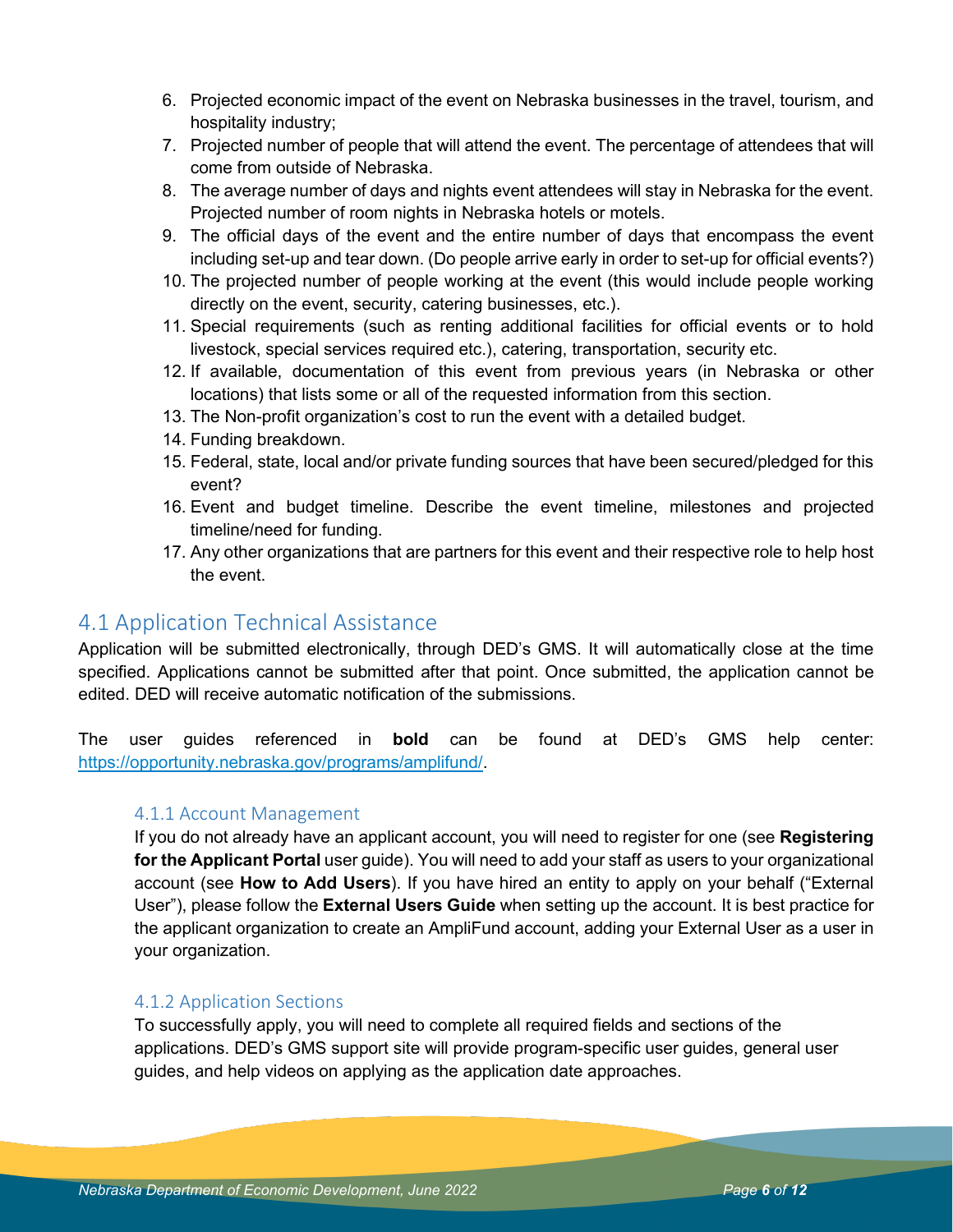6. Projected economic impact of the event on Nebraska businesses in the travel, tourism, and hospitality industry;
7. Projected number of people that will attend the event. The percentage of attendees that will come from outside of Nebraska.
8. The average number of days and nights event attendees will stay in Nebraska for the event. Projected number of room nights in Nebraska hotels or motels.
9. The official days of the event and the entire number of days that encompass the event including set-up and tear down. (Do people arrive early in order to set-up for official events?)
10. The projected number of people working at the event (this would include people working directly on the event, security, catering businesses, etc.).
11. Special requirements (such as renting additional facilities for official events or to hold livestock, special services required etc.), catering, transportation, security etc.
12. If available, documentation of this event from previous years (in Nebraska or other locations) that lists some or all of the requested information from this section.
13. The Non-profit organization's cost to run the event with a detailed budget.
14. Funding breakdown.
15. Federal, state, local and/or private funding sources that have been secured/pledged for this event?
16. Event and budget timeline. Describe the event timeline, milestones and projected timeline/need for funding.
17. Any other organizations that are partners for this event and their respective role to help host the event.

## 4.1 Application Technical Assistance

Application will be submitted electronically, through DED's GMS. It will automatically close at the time specified. Applications cannot be submitted after that point. Once submitted, the application cannot be edited. DED will receive automatic notification of the submissions.

The user guides referenced in **bold** can be found at DED's GMS help center: [https://opportunity.nebraska.gov/programs/amplifund/](https://opportunity.nebraska.gov/programs/amplifund/).

### 4.1.1 Account Management

If you do not already have an applicant account, you will need to register for one (see **Registering for the Applicant Portal** user guide). You will need to add your staff as users to your organizational account (see **How to Add Users**). If you have hired an entity to apply on your behalf ("External User"), please follow the **External Users Guide** when setting up the account. It is best practice for the applicant organization to create an AmpliFund account, adding your External User as a user in your organization.

### 4.1.2 Application Sections

To successfully apply, you will need to complete all required fields and sections of the applications. DED's GMS support site will provide program-specific user guides, general user guides, and help videos on applying as the application date approaches.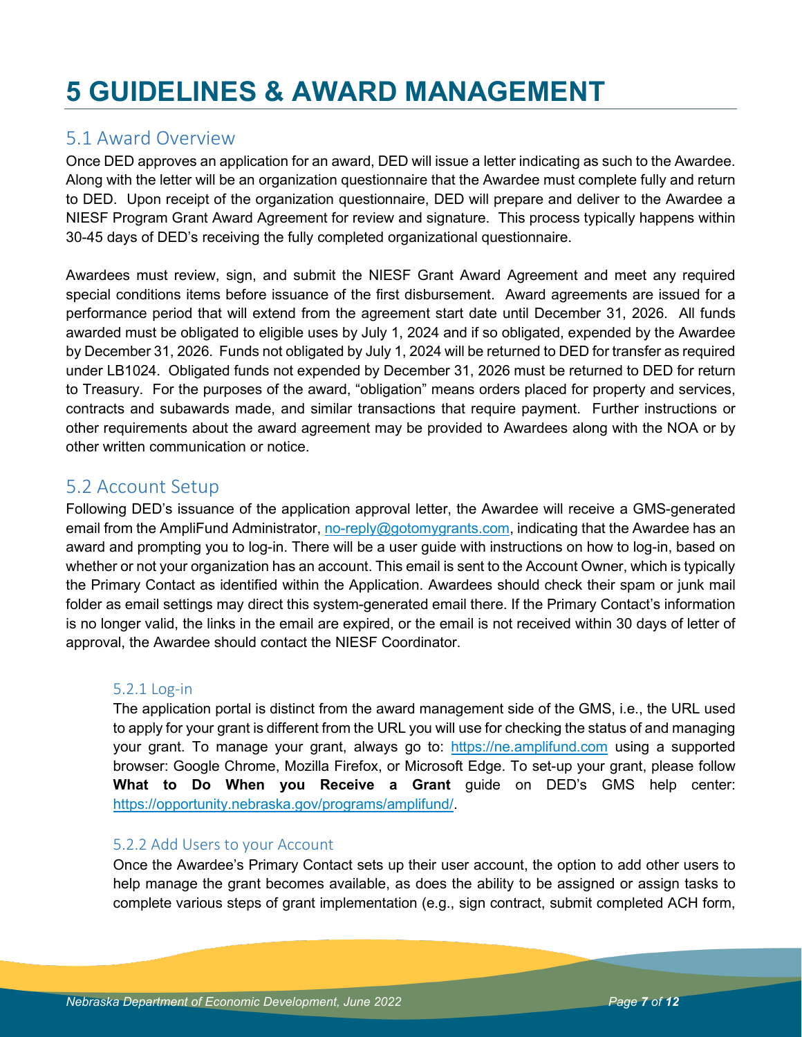# 5 GUIDELINES & AWARD MANAGEMENT

## 5.1 Award Overview

Once DED approves an application for an award, DED will issue a letter indicating as such to the Awardee. Along with the letter will be an organization questionnaire that the Awardee must complete fully and return to DED. Upon receipt of the organization questionnaire, DED will prepare and deliver to the Awardee a NIESF Program Grant Award Agreement for review and signature. This process typically happens within 30-45 days of DED's receiving the fully completed organizational questionnaire.

Awardees must review, sign, and submit the NIESF Grant Award Agreement and meet any required special conditions items before issuance of the first disbursement. Award agreements are issued for a performance period that will extend from the agreement start date until December 31, 2026. All funds awarded must be obligated to eligible uses by July 1, 2024 and if so obligated, expended by the Awardee by December 31, 2026. Funds not obligated by July 1, 2024 will be returned to DED for transfer as required under LB1024. Obligated funds not expended by December 31, 2026 must be returned to DED for return to Treasury. For the purposes of the award, "obligation" means orders placed for property and services, contracts and subawards made, and similar transactions that require payment. Further instructions or other requirements about the award agreement may be provided to Awardees along with the NOA or by other written communication or notice.

## 5.2 Account Setup

Following DED's issuance of the application approval letter, the Awardee will receive a GMS-generated email from the AmpliFund Administrator, no-reply@gotomygrants.com, indicating that the Awardee has an award and prompting you to log-in. There will be a user guide with instructions on how to log-in, based on whether or not your organization has an account. This email is sent to the Account Owner, which is typically the Primary Contact as identified within the Application. Awardees should check their spam or junk mail folder as email settings may direct this system-generated email there. If the Primary Contact's information is no longer valid, the links in the email are expired, or the email is not received within 30 days of letter of approval, the Awardee should contact the NIESF Coordinator.

### 5.2.1 Log-in

The application portal is distinct from the award management side of the GMS, i.e., the URL used to apply for your grant is different from the URL you will use for checking the status of and managing your grant. To manage your grant, always go to: https://ne.amplifund.com using a supported browser: Google Chrome, Mozilla Firefox, or Microsoft Edge. To set-up your grant, please follow **What to Do When you Receive a Grant** guide on DED's GMS help center: https://opportunity.nebraska.gov/programs/amplifund/.

### 5.2.2 Add Users to your Account

Once the Awardee's Primary Contact sets up their user account, the option to add other users to help manage the grant becomes available, as does the ability to be assigned or assign tasks to complete various steps of grant implementation (e.g., sign contract, submit completed ACH form,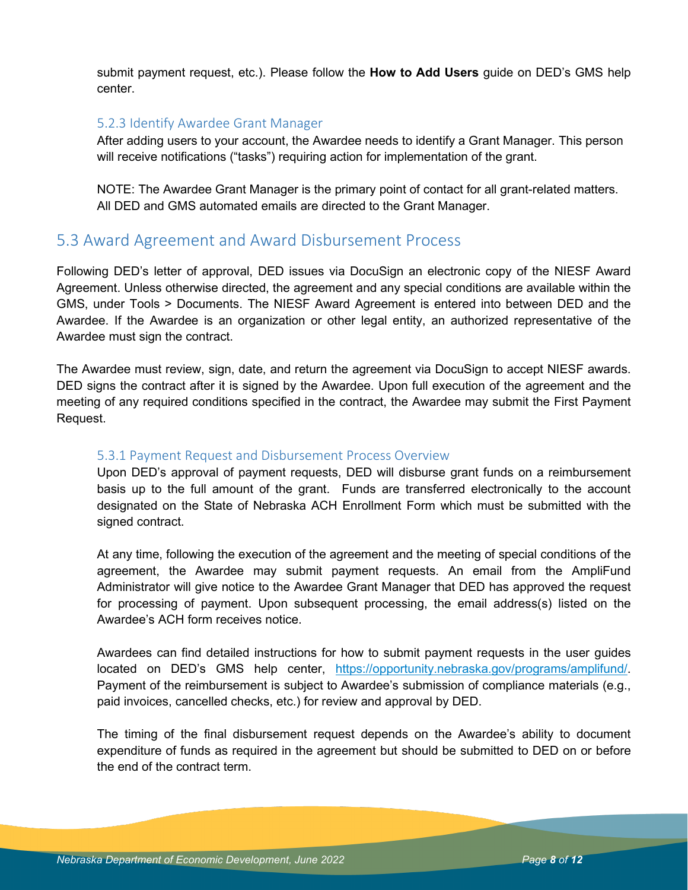submit payment request, etc.). Please follow the **How to Add Users** guide on DED's GMS help center.

### 5.2.3 Identify Awardee Grant Manager

After adding users to your account, the Awardee needs to identify a Grant Manager. This person will receive notifications ("tasks") requiring action for implementation of the grant.

NOTE: The Awardee Grant Manager is the primary point of contact for all grant-related matters. All DED and GMS automated emails are directed to the Grant Manager.

## 5.3 Award Agreement and Award Disbursement Process

Following DED's letter of approval, DED issues via DocuSign an electronic copy of the NIESF Award Agreement. Unless otherwise directed, the agreement and any special conditions are available within the GMS, under Tools > Documents. The NIESF Award Agreement is entered into between DED and the Awardee. If the Awardee is an organization or other legal entity, an authorized representative of the Awardee must sign the contract.

The Awardee must review, sign, date, and return the agreement via DocuSign to accept NIESF awards. DED signs the contract after it is signed by the Awardee. Upon full execution of the agreement and the meeting of any required conditions specified in the contract, the Awardee may submit the First Payment Request.

### 5.3.1 Payment Request and Disbursement Process Overview

Upon DED's approval of payment requests, DED will disburse grant funds on a reimbursement basis up to the full amount of the grant. Funds are transferred electronically to the account designated on the State of Nebraska ACH Enrollment Form which must be submitted with the signed contract.

At any time, following the execution of the agreement and the meeting of special conditions of the agreement, the Awardee may submit payment requests. An email from the AmpliFund Administrator will give notice to the Awardee Grant Manager that DED has approved the request for processing of payment. Upon subsequent processing, the email address(s) listed on the Awardee's ACH form receives notice.

Awardees can find detailed instructions for how to submit payment requests in the user guides located on DED's GMS help center, https://opportunity.nebraska.gov/programs/amplifund/. Payment of the reimbursement is subject to Awardee's submission of compliance materials (e.g., paid invoices, cancelled checks, etc.) for review and approval by DED.

The timing of the final disbursement request depends on the Awardee's ability to document expenditure of funds as required in the agreement but should be submitted to DED on or before the end of the contract term.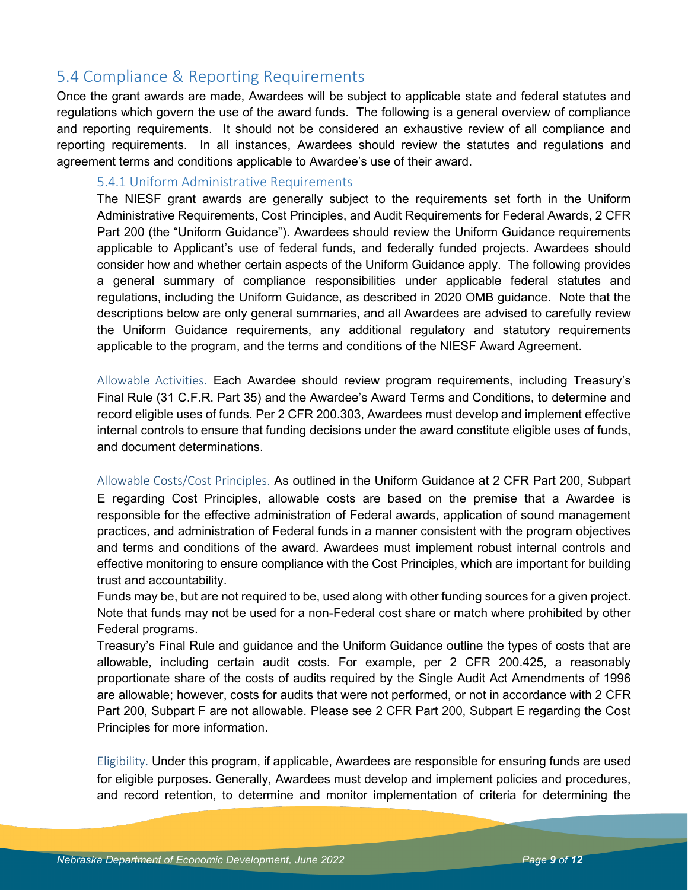## 5.4 Compliance & Reporting Requirements

Once the grant awards are made, Awardees will be subject to applicable state and federal statutes and regulations which govern the use of the award funds. The following is a general overview of compliance and reporting requirements. It should not be considered an exhaustive review of all compliance and reporting requirements. In all instances, Awardees should review the statutes and regulations and agreement terms and conditions applicable to Awardee's use of their award.

### 5.4.1 Uniform Administrative Requirements

The NIESF grant awards are generally subject to the requirements set forth in the Uniform Administrative Requirements, Cost Principles, and Audit Requirements for Federal Awards, 2 CFR Part 200 (the "Uniform Guidance"). Awardees should review the Uniform Guidance requirements applicable to Applicant's use of federal funds, and federally funded projects. Awardees should consider how and whether certain aspects of the Uniform Guidance apply. The following provides a general summary of compliance responsibilities under applicable federal statutes and regulations, including the Uniform Guidance, as described in 2020 OMB guidance. Note that the descriptions below are only general summaries, and all Awardees are advised to carefully review the Uniform Guidance requirements, any additional regulatory and statutory requirements applicable to the program, and the terms and conditions of the NIESF Award Agreement.

Allowable Activities. Each Awardee should review program requirements, including Treasury's Final Rule (31 C.F.R. Part 35) and the Awardee's Award Terms and Conditions, to determine and record eligible uses of funds. Per 2 CFR 200.303, Awardees must develop and implement effective internal controls to ensure that funding decisions under the award constitute eligible uses of funds, and document determinations.

Allowable Costs/Cost Principles. As outlined in the Uniform Guidance at 2 CFR Part 200, Subpart E regarding Cost Principles, allowable costs are based on the premise that a Awardee is responsible for the effective administration of Federal awards, application of sound management practices, and administration of Federal funds in a manner consistent with the program objectives and terms and conditions of the award. Awardees must implement robust internal controls and effective monitoring to ensure compliance with the Cost Principles, which are important for building trust and accountability.

Funds may be, but are not required to be, used along with other funding sources for a given project. Note that funds may not be used for a non-Federal cost share or match where prohibited by other Federal programs.

Treasury's Final Rule and guidance and the Uniform Guidance outline the types of costs that are allowable, including certain audit costs. For example, per 2 CFR 200.425, a reasonably proportionate share of the costs of audits required by the Single Audit Act Amendments of 1996 are allowable; however, costs for audits that were not performed, or not in accordance with 2 CFR Part 200, Subpart F are not allowable. Please see 2 CFR Part 200, Subpart E regarding the Cost Principles for more information.

Eligibility. Under this program, if applicable, Awardees are responsible for ensuring funds are used for eligible purposes. Generally, Awardees must develop and implement policies and procedures, and record retention, to determine and monitor implementation of criteria for determining the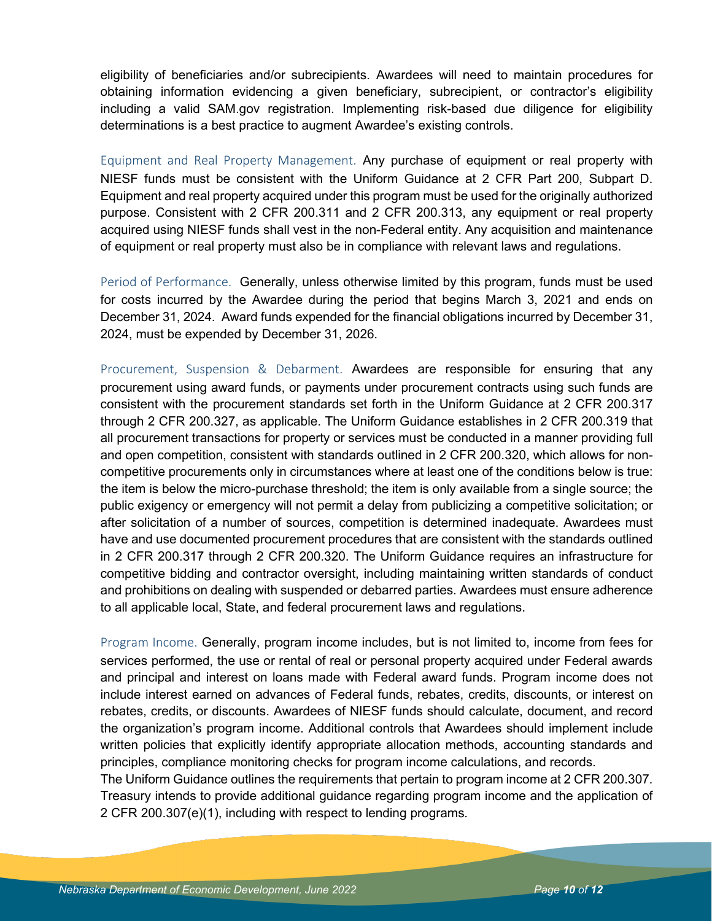eligibility of beneficiaries and/or subrecipients. Awardees will need to maintain procedures for obtaining information evidencing a given beneficiary, subrecipient, or contractor's eligibility including a valid SAM.gov registration. Implementing risk-based due diligence for eligibility determinations is a best practice to augment Awardee's existing controls.

Equipment and Real Property Management. Any purchase of equipment or real property with NIESF funds must be consistent with the Uniform Guidance at 2 CFR Part 200, Subpart D. Equipment and real property acquired under this program must be used for the originally authorized purpose. Consistent with 2 CFR 200.311 and 2 CFR 200.313, any equipment or real property acquired using NIESF funds shall vest in the non-Federal entity. Any acquisition and maintenance of equipment or real property must also be in compliance with relevant laws and regulations.

Period of Performance. Generally, unless otherwise limited by this program, funds must be used for costs incurred by the Awardee during the period that begins March 3, 2021 and ends on December 31, 2024. Award funds expended for the financial obligations incurred by December 31, 2024, must be expended by December 31, 2026.

Procurement, Suspension & Debarment. Awardees are responsible for ensuring that any procurement using award funds, or payments under procurement contracts using such funds are consistent with the procurement standards set forth in the Uniform Guidance at 2 CFR 200.317 through 2 CFR 200.327, as applicable. The Uniform Guidance establishes in 2 CFR 200.319 that all procurement transactions for property or services must be conducted in a manner providing full and open competition, consistent with standards outlined in 2 CFR 200.320, which allows for non-competitive procurements only in circumstances where at least one of the conditions below is true: the item is below the micro-purchase threshold; the item is only available from a single source; the public exigency or emergency will not permit a delay from publicizing a competitive solicitation; or after solicitation of a number of sources, competition is determined inadequate. Awardees must have and use documented procurement procedures that are consistent with the standards outlined in 2 CFR 200.317 through 2 CFR 200.320. The Uniform Guidance requires an infrastructure for competitive bidding and contractor oversight, including maintaining written standards of conduct and prohibitions on dealing with suspended or debarred parties. Awardees must ensure adherence to all applicable local, State, and federal procurement laws and regulations.

Program Income. Generally, program income includes, but is not limited to, income from fees for services performed, the use or rental of real or personal property acquired under Federal awards and principal and interest on loans made with Federal award funds. Program income does not include interest earned on advances of Federal funds, rebates, credits, discounts, or interest on rebates, credits, or discounts. Awardees of NIESF funds should calculate, document, and record the organization's program income. Additional controls that Awardees should implement include written policies that explicitly identify appropriate allocation methods, accounting standards and principles, compliance monitoring checks for program income calculations, and records.

The Uniform Guidance outlines the requirements that pertain to program income at 2 CFR 200.307. Treasury intends to provide additional guidance regarding program income and the application of 2 CFR 200.307(e)(1), including with respect to lending programs.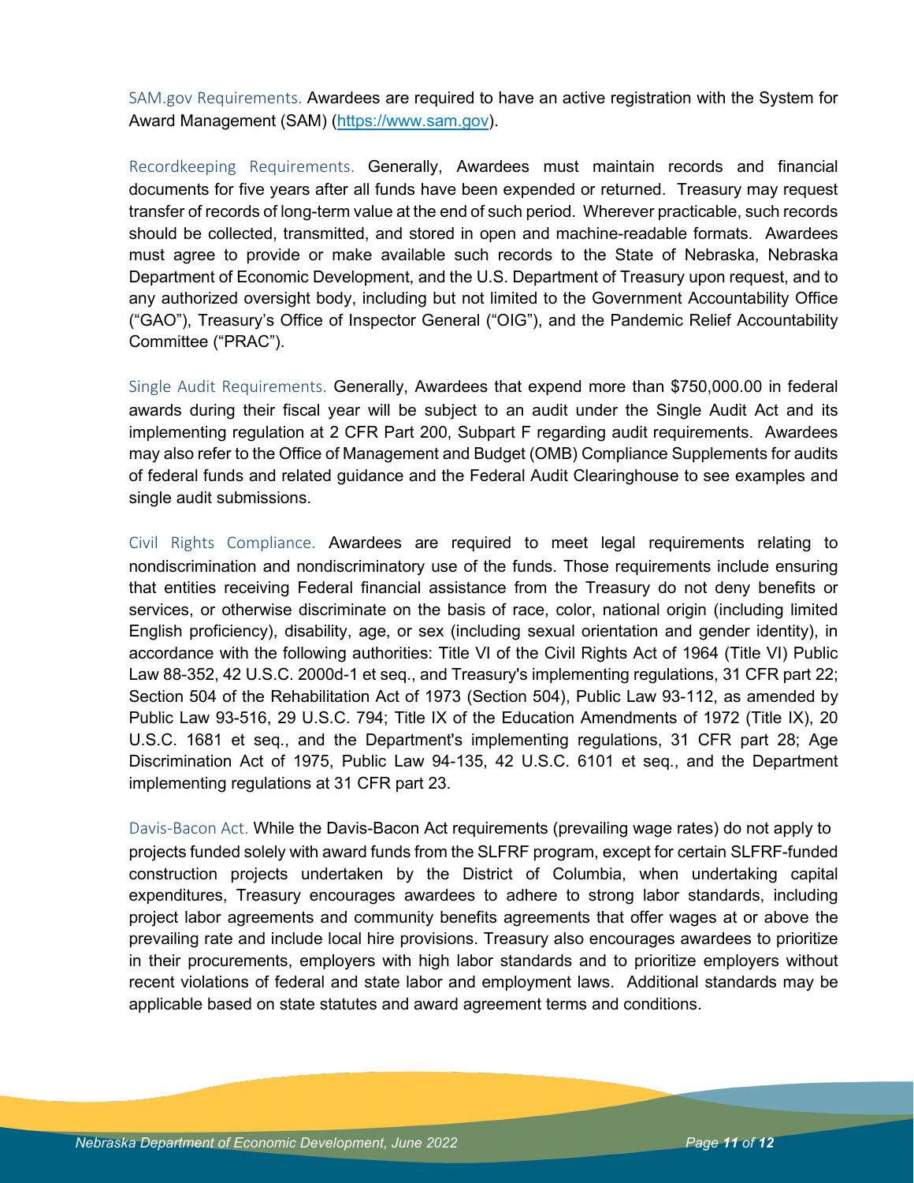SAM.gov Requirements. Awardees are required to have an active registration with the System for Award Management (SAM) (https://www.sam.gov).

Recordkeeping Requirements. Generally, Awardees must maintain records and financial documents for five years after all funds have been expended or returned. Treasury may request transfer of records of long-term value at the end of such period. Wherever practicable, such records should be collected, transmitted, and stored in open and machine-readable formats. Awardees must agree to provide or make available such records to the State of Nebraska, Nebraska Department of Economic Development, and the U.S. Department of Treasury upon request, and to any authorized oversight body, including but not limited to the Government Accountability Office ("GAO"), Treasury's Office of Inspector General ("OIG"), and the Pandemic Relief Accountability Committee ("PRAC").

Single Audit Requirements. Generally, Awardees that expend more than $750,000.00 in federal awards during their fiscal year will be subject to an audit under the Single Audit Act and its implementing regulation at 2 CFR Part 200, Subpart F regarding audit requirements. Awardees may also refer to the Office of Management and Budget (OMB) Compliance Supplements for audits of federal funds and related guidance and the Federal Audit Clearinghouse to see examples and single audit submissions.

Civil Rights Compliance. Awardees are required to meet legal requirements relating to nondiscrimination and nondiscriminatory use of the funds. Those requirements include ensuring that entities receiving Federal financial assistance from the Treasury do not deny benefits or services, or otherwise discriminate on the basis of race, color, national origin (including limited English proficiency), disability, age, or sex (including sexual orientation and gender identity), in accordance with the following authorities: Title VI of the Civil Rights Act of 1964 (Title VI) Public Law 88-352, 42 U.S.C. 2000d-1 et seq., and Treasury's implementing regulations, 31 CFR part 22; Section 504 of the Rehabilitation Act of 1973 (Section 504), Public Law 93-112, as amended by Public Law 93-516, 29 U.S.C. 794; Title IX of the Education Amendments of 1972 (Title IX), 20 U.S.C. 1681 et seq., and the Department's implementing regulations, 31 CFR part 28; Age Discrimination Act of 1975, Public Law 94-135, 42 U.S.C. 6101 et seq., and the Department implementing regulations at 31 CFR part 23.

Davis-Bacon Act. While the Davis-Bacon Act requirements (prevailing wage rates) do not apply to projects funded solely with award funds from the SLFRF program, except for certain SLFRF-funded construction projects undertaken by the District of Columbia, when undertaking capital expenditures, Treasury encourages awardees to adhere to strong labor standards, including project labor agreements and community benefits agreements that offer wages at or above the prevailing rate and include local hire provisions. Treasury also encourages awardees to prioritize in their procurements, employers with high labor standards and to prioritize employers without recent violations of federal and state labor and employment laws. Additional standards may be applicable based on state statutes and award agreement terms and conditions.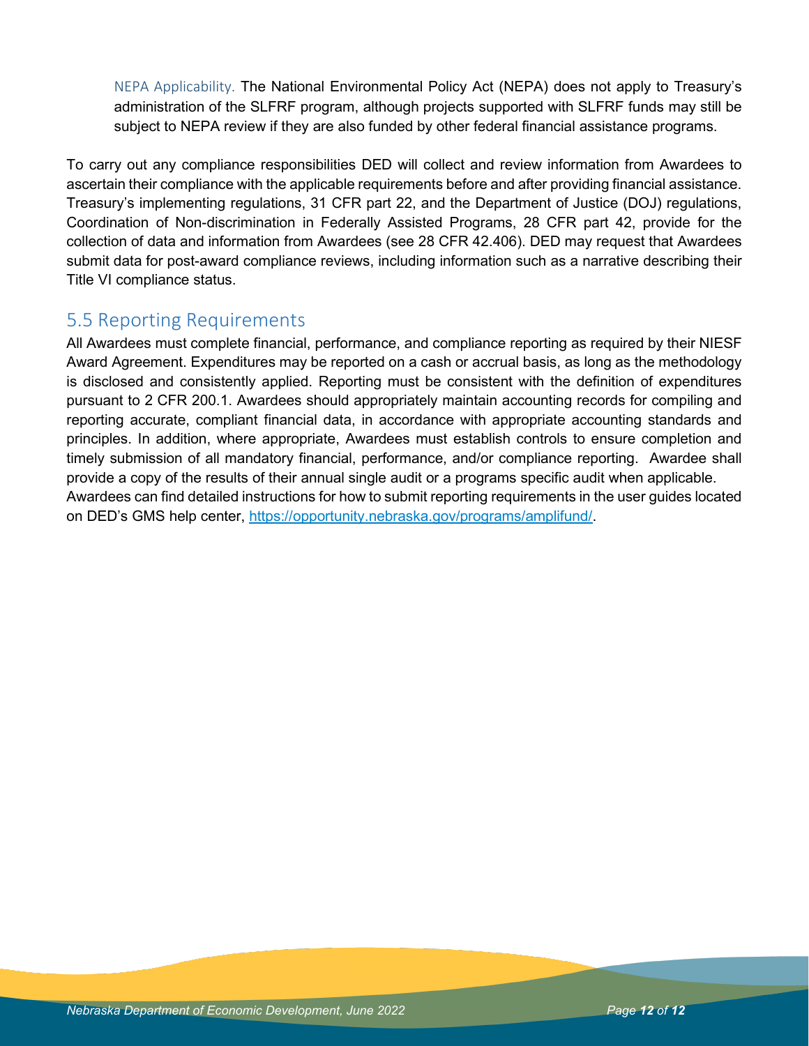NEPA Applicability. The National Environmental Policy Act (NEPA) does not apply to Treasury's administration of the SLFRF program, although projects supported with SLFRF funds may still be subject to NEPA review if they are also funded by other federal financial assistance programs.

To carry out any compliance responsibilities DED will collect and review information from Awardees to ascertain their compliance with the applicable requirements before and after providing financial assistance. Treasury's implementing regulations, 31 CFR part 22, and the Department of Justice (DOJ) regulations, Coordination of Non-discrimination in Federally Assisted Programs, 28 CFR part 42, provide for the collection of data and information from Awardees (see 28 CFR 42.406). DED may request that Awardees submit data for post-award compliance reviews, including information such as a narrative describing their Title VI compliance status.

## 5.5 Reporting Requirements

All Awardees must complete financial, performance, and compliance reporting as required by their NIESF Award Agreement. Expenditures may be reported on a cash or accrual basis, as long as the methodology is disclosed and consistently applied. Reporting must be consistent with the definition of expenditures pursuant to 2 CFR 200.1. Awardees should appropriately maintain accounting records for compiling and reporting accurate, compliant financial data, in accordance with appropriate accounting standards and principles. In addition, where appropriate, Awardees must establish controls to ensure completion and timely submission of all mandatory financial, performance, and/or compliance reporting. Awardee shall provide a copy of the results of their annual single audit or a programs specific audit when applicable.
Awardees can find detailed instructions for how to submit reporting requirements in the user guides located on DED's GMS help center, [https://opportunity.nebraska.gov/programs/amplifund/](https://opportunity.nebraska.gov/programs/amplifund/).